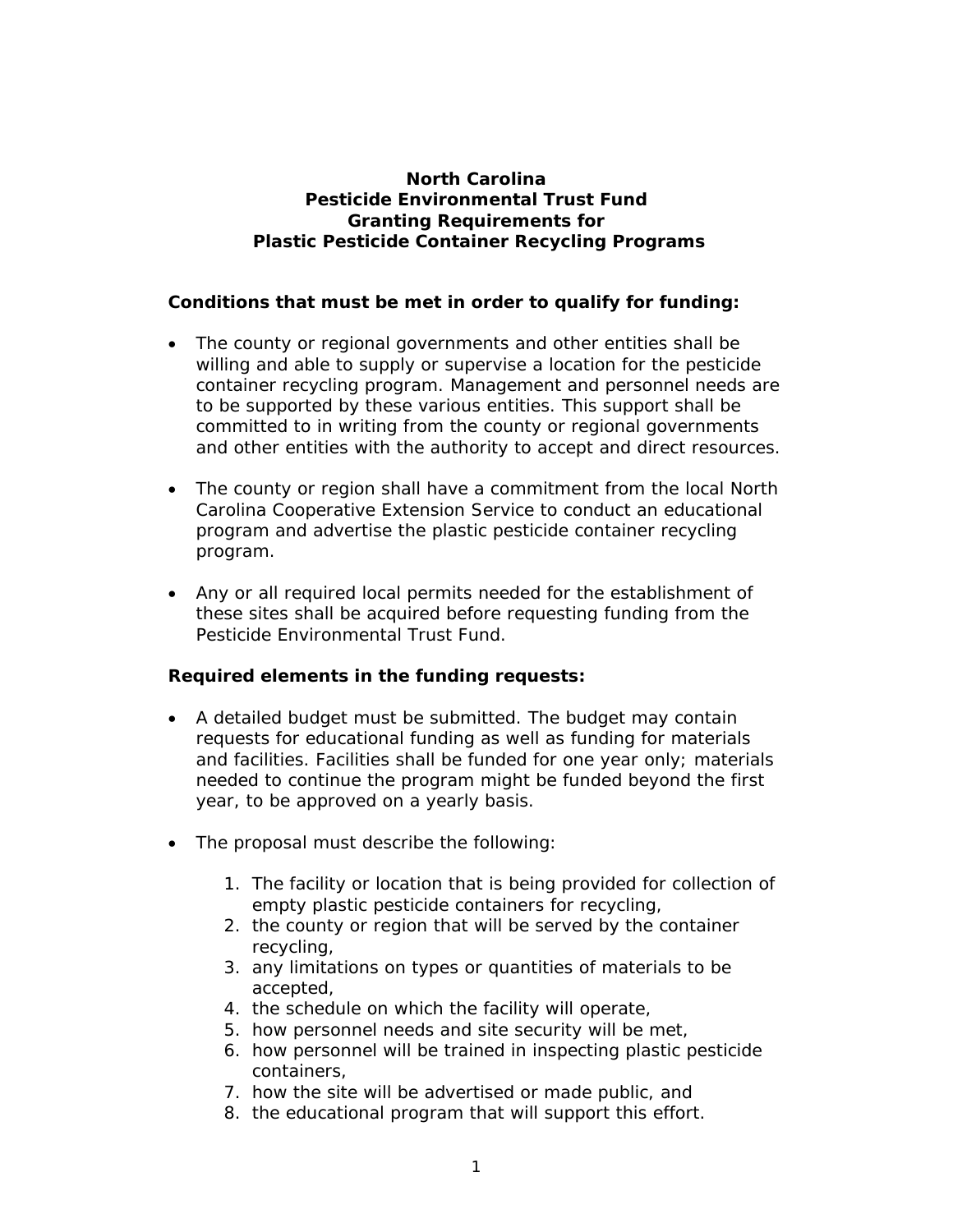# North Carolina
# Pesticide Environmental Trust Fund
# Granting Requirements for
# Plastic Pesticide Container Recycling Programs

**Conditions that must be met in order to qualify for funding:**

- The county or regional governments and other entities shall be willing and able to supply or supervise a location for the pesticide container recycling program. Management and personnel needs are to be supported by these various entities. This support shall be committed to in writing from the county or regional governments and other entities with the authority to accept and direct resources.

- The county or region shall have a commitment from the local North Carolina Cooperative Extension Service to conduct an educational program and advertise the plastic pesticide container recycling program.

- Any or all required local permits needed for the establishment of these sites shall be acquired before requesting funding from the Pesticide Environmental Trust Fund.

**Required elements in the funding requests:**

- A detailed budget must be submitted. The budget may contain requests for educational funding as well as funding for materials and facilities. Facilities shall be funded for one year only; materials needed to continue the program might be funded beyond the first year, to be approved on a yearly basis.

- The proposal must describe the following:

    1. The facility or location that is being provided for collection of empty plastic pesticide containers for recycling,
    2. the county or region that will be served by the container recycling,
    3. any limitations on types or quantities of materials to be accepted,
    4. the schedule on which the facility will operate,
    5. how personnel needs and site security will be met,
    6. how personnel will be trained in inspecting plastic pesticide containers,
    7. how the site will be advertised or made public, and
    8. the educational program that will support this effort.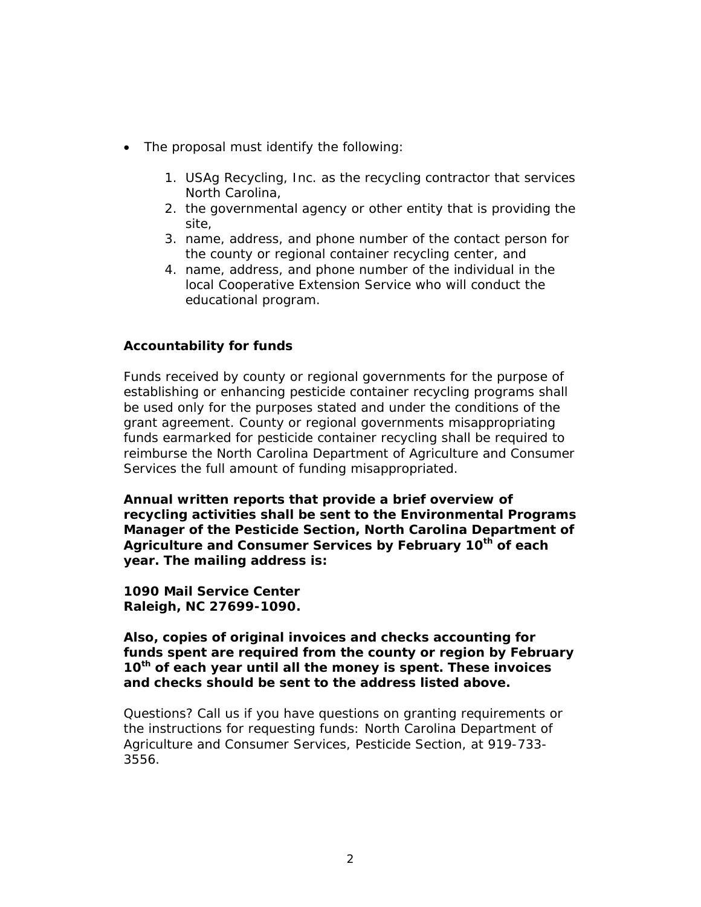- The proposal must identify the following:

    1. USAg Recycling, Inc. as the recycling contractor that services North Carolina,
    2. the governmental agency or other entity that is providing the site,
    3. name, address, and phone number of the contact person for the county or regional container recycling center, and
    4. name, address, and phone number of the individual in the local Cooperative Extension Service who will conduct the educational program.

**Accountability for funds**

Funds received by county or regional governments for the purpose of establishing or enhancing pesticide container recycling programs shall be used only for the purposes stated and under the conditions of the grant agreement. County or regional governments misappropriating funds earmarked for pesticide container recycling shall be required to reimburse the North Carolina Department of Agriculture and Consumer Services the full amount of funding misappropriated.

**Annual written reports that provide a brief overview of recycling activities shall be sent to the Environmental Programs Manager of the Pesticide Section, North Carolina Department of Agriculture and Consumer Services by February 10th of each year. The mailing address is:**

**1090 Mail Service Center**
**Raleigh, NC 27699-1090.**

**Also, copies of original invoices and checks accounting for funds spent are required from the county or region by February 10th of each year until all the money is spent. These invoices and checks should be sent to the address listed above.**

Questions? Call us if you have questions on granting requirements or the instructions for requesting funds: North Carolina Department of Agriculture and Consumer Services, Pesticide Section, at 919-733-3556.